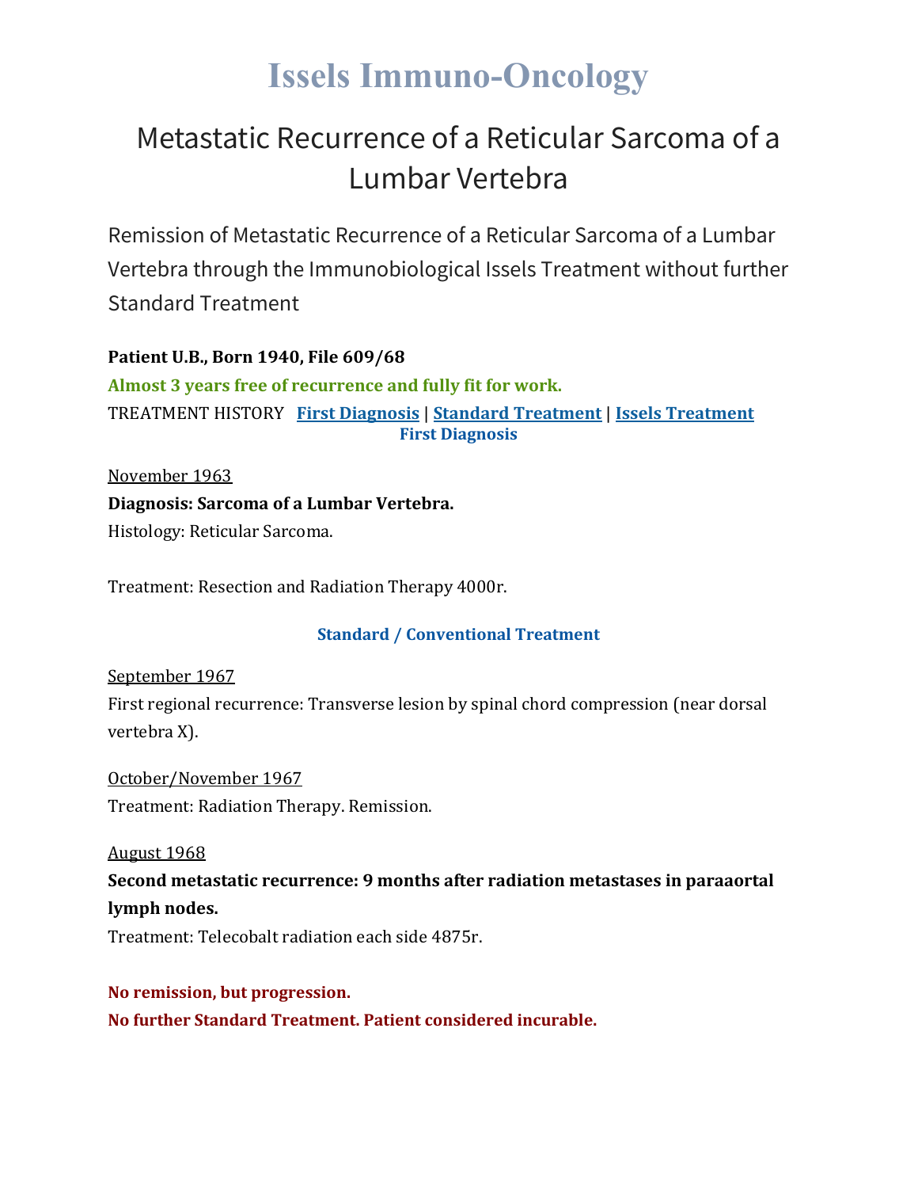# Issels Immuno-Oncology

## Metastatic Recurrence of a Reticular Sarcoma of a Lumbar Vertebra

### Remission of Metastatic Recurrence of a Reticular Sarcoma of a Lumbar Vertebra through the Immunobiological Issels Treatment without further Standard Treatment

**Patient U.B., Born 1940, File 609/68**

**Almost 3 years free of recurrence and fully fit for work.**

TREATMENT HISTORY **First Diagnosis** | **Standard Treatment** | **Issels Treatment**

**First Diagnosis**

November 1963

**Diagnosis: Sarcoma of a Lumbar Vertebra.**

Histology: Reticular Sarcoma.

Treatment: Resection and Radiation Therapy 4000r.

**Standard / Conventional Treatment**

September 1967

First regional recurrence: Transverse lesion by spinal chord compression (near dorsal vertebra X).

October/November 1967

Treatment: Radiation Therapy. Remission.

August 1968

**Second metastatic recurrence: 9 months after radiation metastases in paraaortal lymph nodes.**

Treatment: Telecobalt radiation each side 4875r.

**No remission, but progression.**

**No further Standard Treatment. Patient considered incurable.**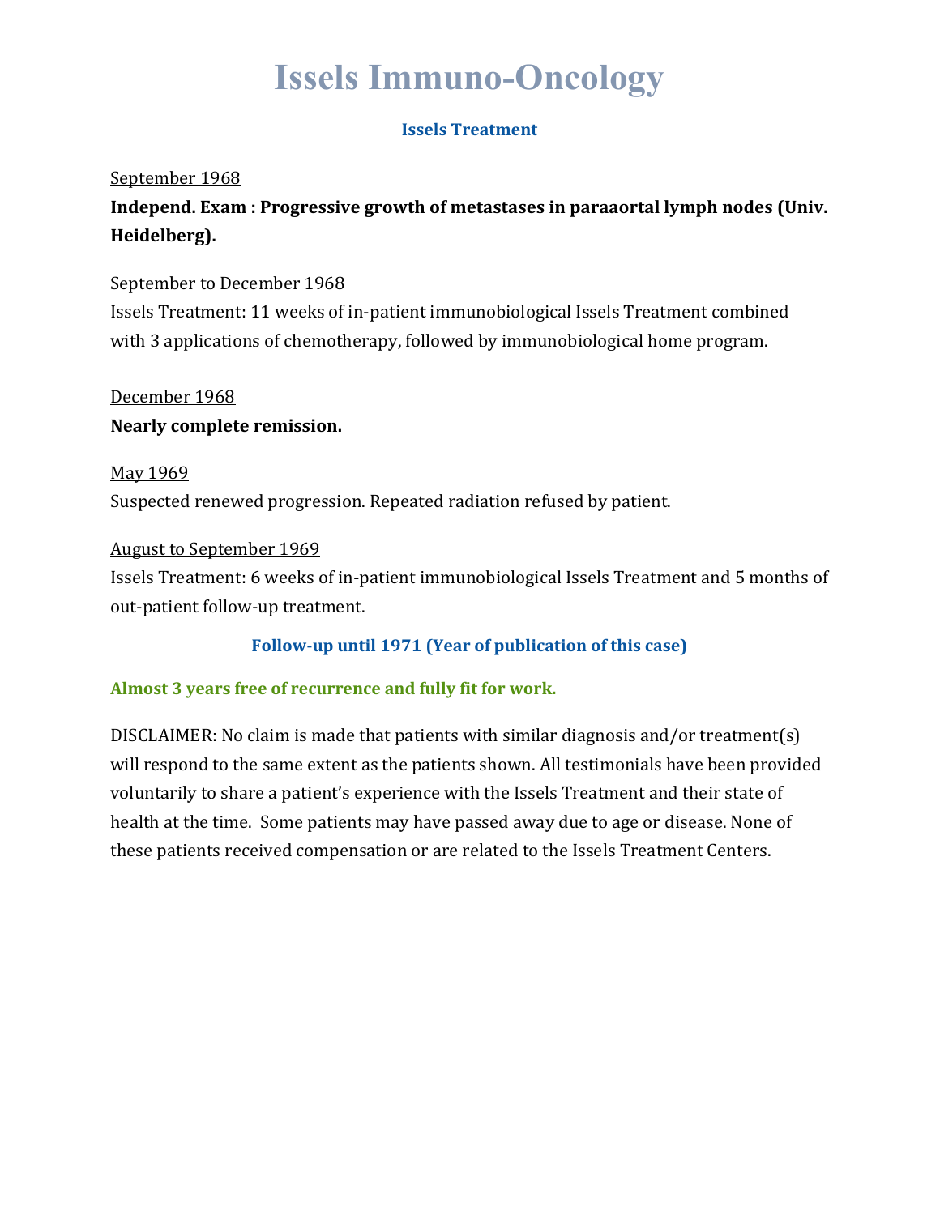# Issels Immuno-Oncology

## Issels Treatment

September 1968

**Independ. Exam : Progressive growth of metastases in paraaortal lymph nodes (Univ. Heidelberg).**

September to December 1968

Issels Treatment: 11 weeks of in-patient immunobiological Issels Treatment combined with 3 applications of chemotherapy, followed by immunobiological home program.

December 1968

**Nearly complete remission.**

May 1969

Suspected renewed progression. Repeated radiation refused by patient.

August to September 1969

Issels Treatment: 6 weeks of in-patient immunobiological Issels Treatment and 5 months of out-patient follow-up treatment.

**Follow-up until 1971 (Year of publication of this case)**

**Almost 3 years free of recurrence and fully fit for work.**

DISCLAIMER: No claim is made that patients with similar diagnosis and/or treatment(s) will respond to the same extent as the patients shown. All testimonials have been provided voluntarily to share a patient's experience with the Issels Treatment and their state of health at the time. Some patients may have passed away due to age or disease. None of these patients received compensation or are related to the Issels Treatment Centers.